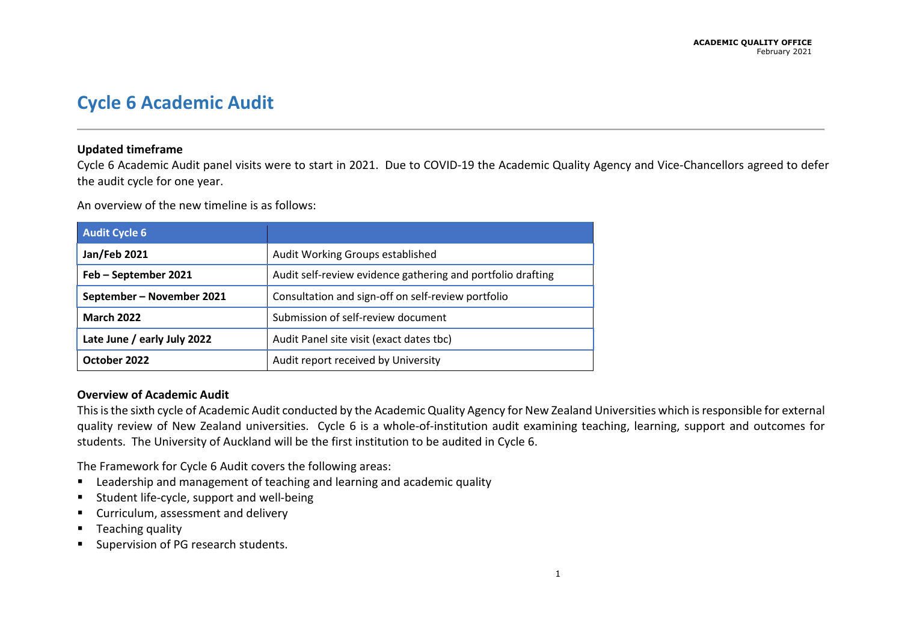**ACADEMIC QUALITY OFFICE**
February 2021

# Cycle 6 Academic Audit

### Updated timeframe

Cycle 6 Academic Audit panel visits were to start in 2021. Due to COVID-19 the Academic Quality Agency and Vice-Chancellors agreed to defer the audit cycle for one year.

An overview of the new timeline is as follows:

| Audit Cycle 6 | |
|---|---|
| **Jan/Feb 2021** | Audit Working Groups established |
| **Feb – September 2021** | Audit self-review evidence gathering and portfolio drafting |
| **September – November 2021** | Consultation and sign-off on self-review portfolio |
| **March 2022** | Submission of self-review document |
| **Late June / early July 2022** | Audit Panel site visit (exact dates tbc) |
| **October 2022** | Audit report received by University |

### Overview of Academic Audit

This is the sixth cycle of Academic Audit conducted by the Academic Quality Agency for New Zealand Universities which is responsible for external quality review of New Zealand universities. Cycle 6 is a whole-of-institution audit examining teaching, learning, support and outcomes for students. The University of Auckland will be the first institution to be audited in Cycle 6.

The Framework for Cycle 6 Audit covers the following areas:

- Leadership and management of teaching and learning and academic quality
- Student life-cycle, support and well-being
- Curriculum, assessment and delivery
- Teaching quality
- Supervision of PG research students.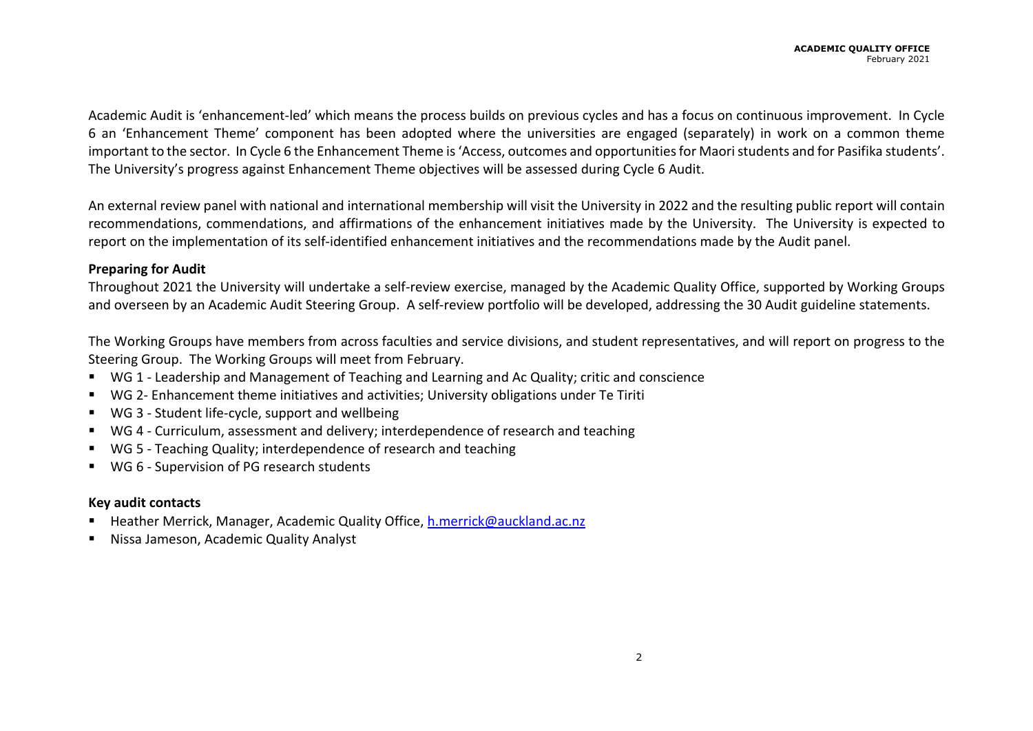Academic Audit is 'enhancement-led' which means the process builds on previous cycles and has a focus on continuous improvement. In Cycle 6 an 'Enhancement Theme' component has been adopted where the universities are engaged (separately) in work on a common theme important to the sector. In Cycle 6 the Enhancement Theme is 'Access, outcomes and opportunities for Maori students and for Pasifika students'. The University's progress against Enhancement Theme objectives will be assessed during Cycle 6 Audit.

An external review panel with national and international membership will visit the University in 2022 and the resulting public report will contain recommendations, commendations, and affirmations of the enhancement initiatives made by the University. The University is expected to report on the implementation of its self-identified enhancement initiatives and the recommendations made by the Audit panel.

**Preparing for Audit**

Throughout 2021 the University will undertake a self-review exercise, managed by the Academic Quality Office, supported by Working Groups and overseen by an Academic Audit Steering Group. A self-review portfolio will be developed, addressing the 30 Audit guideline statements.

The Working Groups have members from across faculties and service divisions, and student representatives, and will report on progress to the Steering Group. The Working Groups will meet from February.

- WG 1 - Leadership and Management of Teaching and Learning and Ac Quality; critic and conscience
- WG 2- Enhancement theme initiatives and activities; University obligations under Te Tiriti
- WG 3 - Student life-cycle, support and wellbeing
- WG 4 - Curriculum, assessment and delivery; interdependence of research and teaching
- WG 5 - Teaching Quality; interdependence of research and teaching
- WG 6 - Supervision of PG research students

**Key audit contacts**

- Heather Merrick, Manager, Academic Quality Office, h.merrick@auckland.ac.nz
- Nissa Jameson, Academic Quality Analyst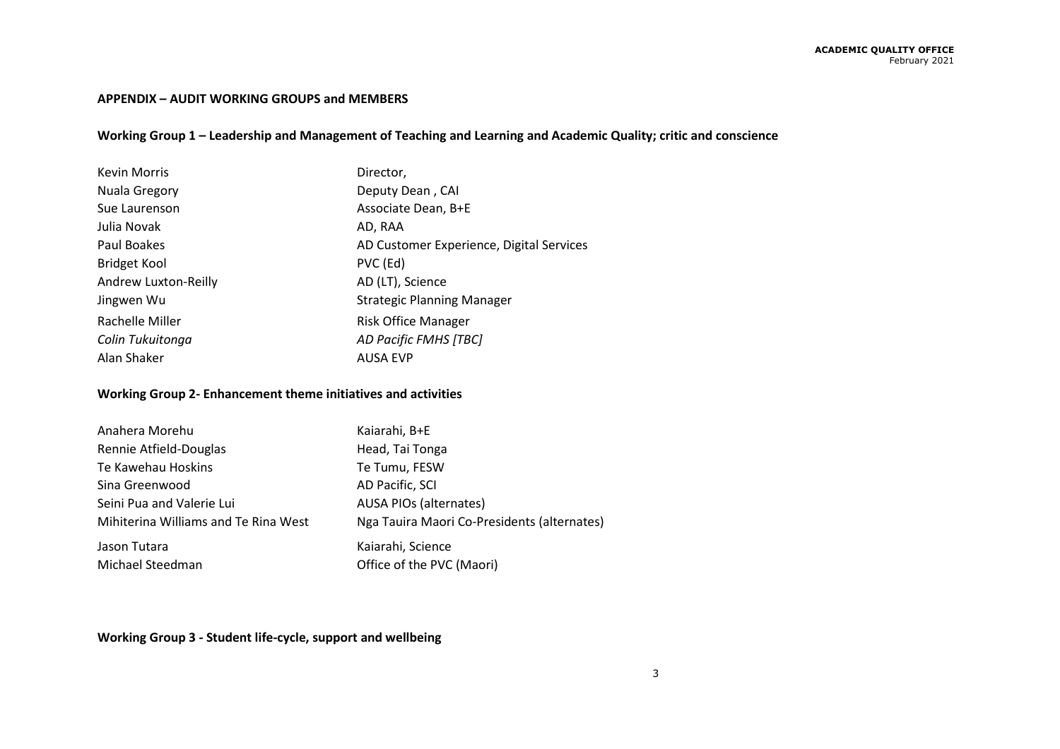## APPENDIX – AUDIT WORKING GROUPS and MEMBERS

### Working Group 1 – Leadership and Management of Teaching and Learning and Academic Quality; critic and conscience

| | |
|---|---|
| Kevin Morris | Director, |
| Nuala Gregory | Deputy Dean , CAI |
| Sue Laurenson | Associate Dean, B+E |
| Julia Novak | AD, RAA |
| Paul Boakes | AD Customer Experience, Digital Services |
| Bridget Kool | PVC (Ed) |
| Andrew Luxton-Reilly | AD (LT), Science |
| Jingwen Wu | Strategic Planning Manager |
| Rachelle Miller | Risk Office Manager |
| *Colin Tukuitonga* | *AD Pacific FMHS [TBC]* |
| Alan Shaker | AUSA EVP |

### Working Group 2- Enhancement theme initiatives and activities

| | |
|---|---|
| Anahera Morehu | Kaiarahi, B+E |
| Rennie Atfield-Douglas | Head, Tai Tonga |
| Te Kawehau Hoskins | Te Tumu, FESW |
| Sina Greenwood | AD Pacific, SCI |
| Seini Pua and Valerie Lui | AUSA PIOs (alternates) |
| Mihiterina Williams and Te Rina West | Nga Tauira Maori Co-Presidents (alternates) |
| Jason Tutara | Kaiarahi, Science |
| Michael Steedman | Office of the PVC (Maori) |

### Working Group 3 - Student life-cycle, support and wellbeing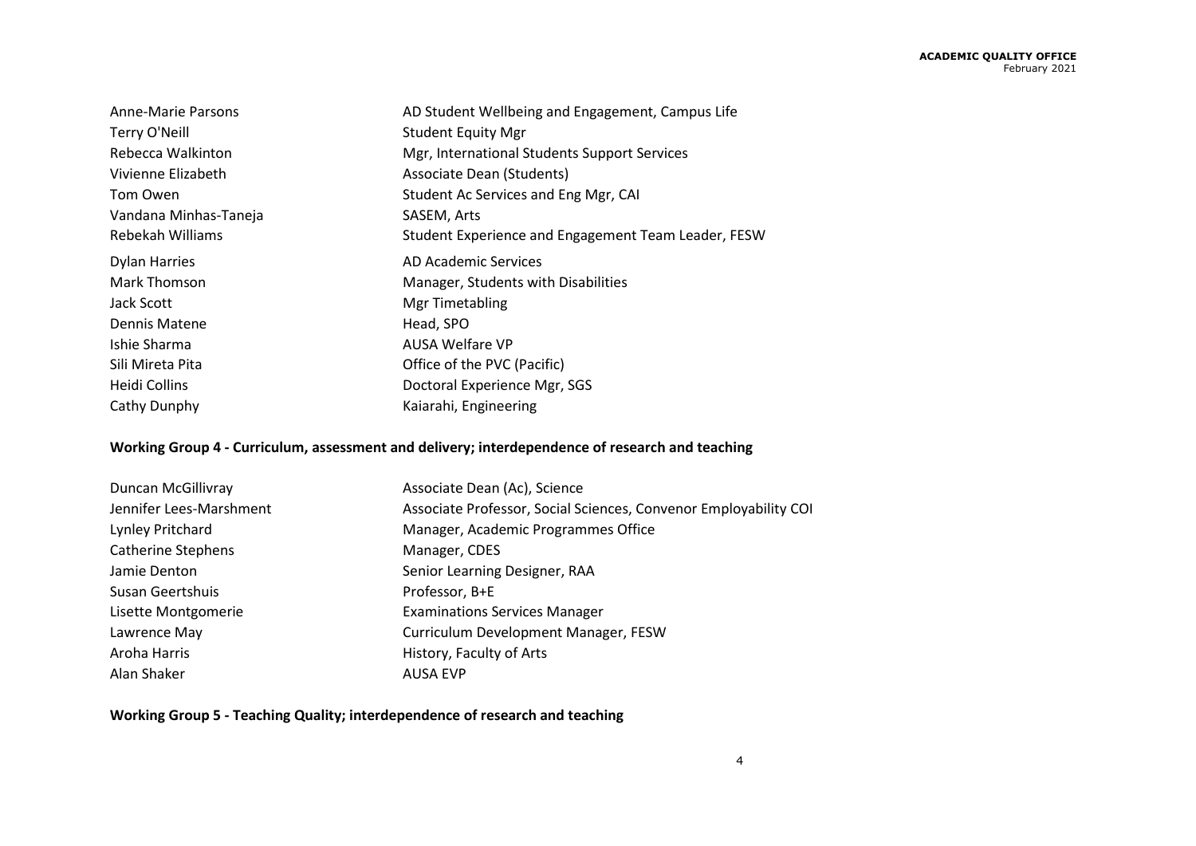| | |
|---|---|
| Anne-Marie Parsons | AD Student Wellbeing and Engagement, Campus Life |
| Terry O'Neill | Student Equity Mgr |
| Rebecca Walkinton | Mgr, International Students Support Services |
| Vivienne Elizabeth | Associate Dean (Students) |
| Tom Owen | Student Ac Services and Eng Mgr, CAI |
| Vandana Minhas-Taneja | SASEM, Arts |
| Rebekah Williams | Student Experience and Engagement Team Leader, FESW |
| Dylan Harries | AD Academic Services |
| Mark Thomson | Manager, Students with Disabilities |
| Jack Scott | Mgr Timetabling |
| Dennis Matene | Head, SPO |
| Ishie Sharma | AUSA Welfare VP |
| Sili Mireta Pita | Office of the PVC (Pacific) |
| Heidi Collins | Doctoral Experience Mgr, SGS |
| Cathy Dunphy | Kaiarahi, Engineering |

**Working Group 4 - Curriculum, assessment and delivery; interdependence of research and teaching**

| | |
|---|---|
| Duncan McGillivray | Associate Dean (Ac), Science |
| Jennifer Lees-Marshment | Associate Professor, Social Sciences, Convenor Employability COI |
| Lynley Pritchard | Manager, Academic Programmes Office |
| Catherine Stephens | Manager, CDES |
| Jamie Denton | Senior Learning Designer, RAA |
| Susan Geertshuis | Professor, B+E |
| Lisette Montgomerie | Examinations Services Manager |
| Lawrence May | Curriculum Development Manager, FESW |
| Aroha Harris | History, Faculty of Arts |
| Alan Shaker | AUSA EVP |

**Working Group 5 - Teaching Quality; interdependence of research and teaching**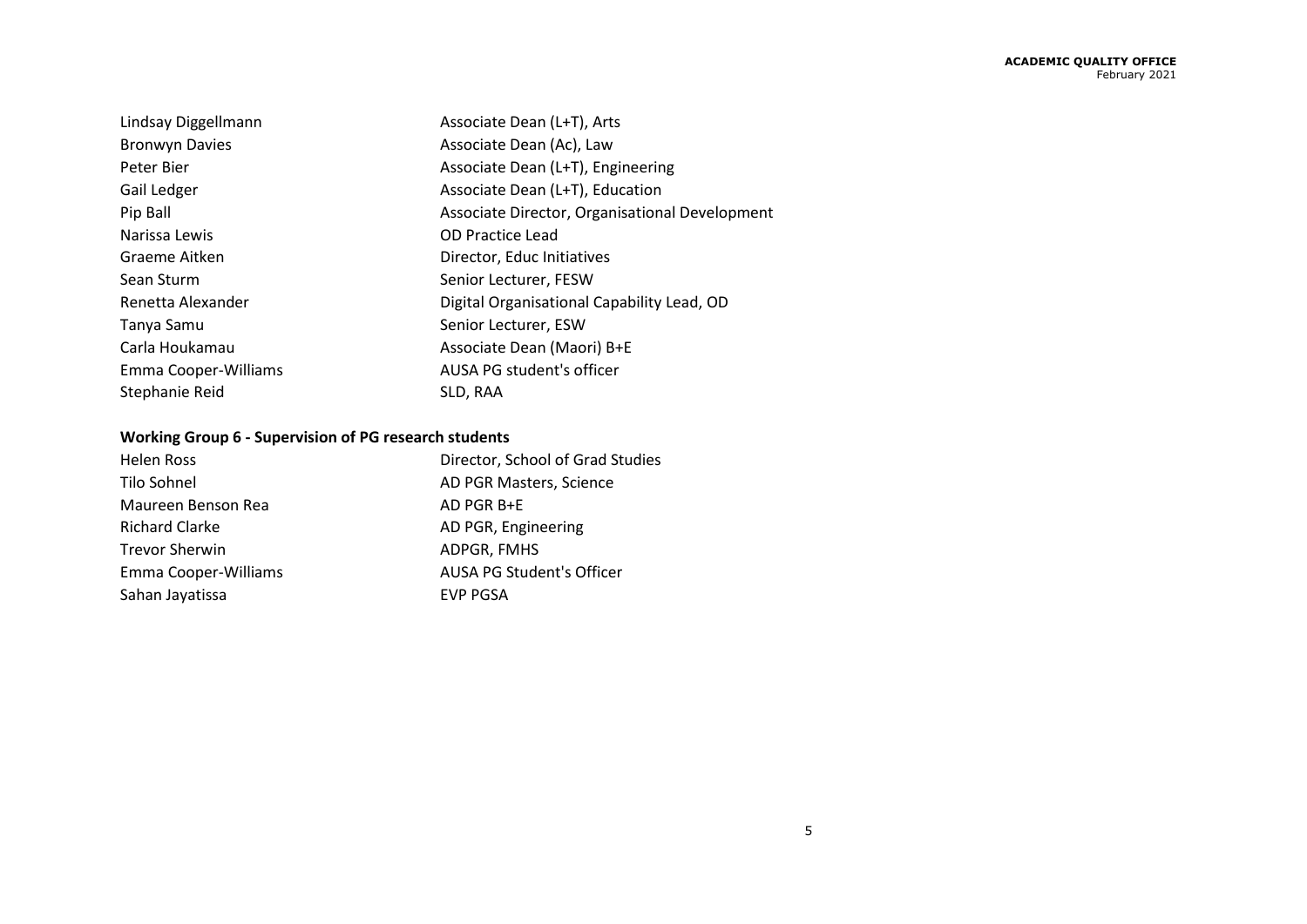| | |
|---|---|
| Lindsay Diggellmann | Associate Dean (L+T), Arts |
| Bronwyn Davies | Associate Dean (Ac), Law |
| Peter Bier | Associate Dean (L+T), Engineering |
| Gail Ledger | Associate Dean (L+T), Education |
| Pip Ball | Associate Director, Organisational Development |
| Narissa Lewis | OD Practice Lead |
| Graeme Aitken | Director, Educ Initiatives |
| Sean Sturm | Senior Lecturer, FESW |
| Renetta Alexander | Digital Organisational Capability Lead, OD |
| Tanya Samu | Senior Lecturer, ESW |
| Carla Houkamau | Associate Dean (Maori) B+E |
| Emma Cooper-Williams | AUSA PG student's officer |
| Stephanie Reid | SLD, RAA |

**Working Group 6 - Supervision of PG research students**

| | |
|---|---|
| Helen Ross | Director, School of Grad Studies |
| Tilo Sohnel | AD PGR Masters, Science |
| Maureen Benson Rea | AD PGR B+E |
| Richard Clarke | AD PGR, Engineering |
| Trevor Sherwin | ADPGR, FMHS |
| Emma Cooper-Williams | AUSA PG Student's Officer |
| Sahan Jayatissa | EVP PGSA |